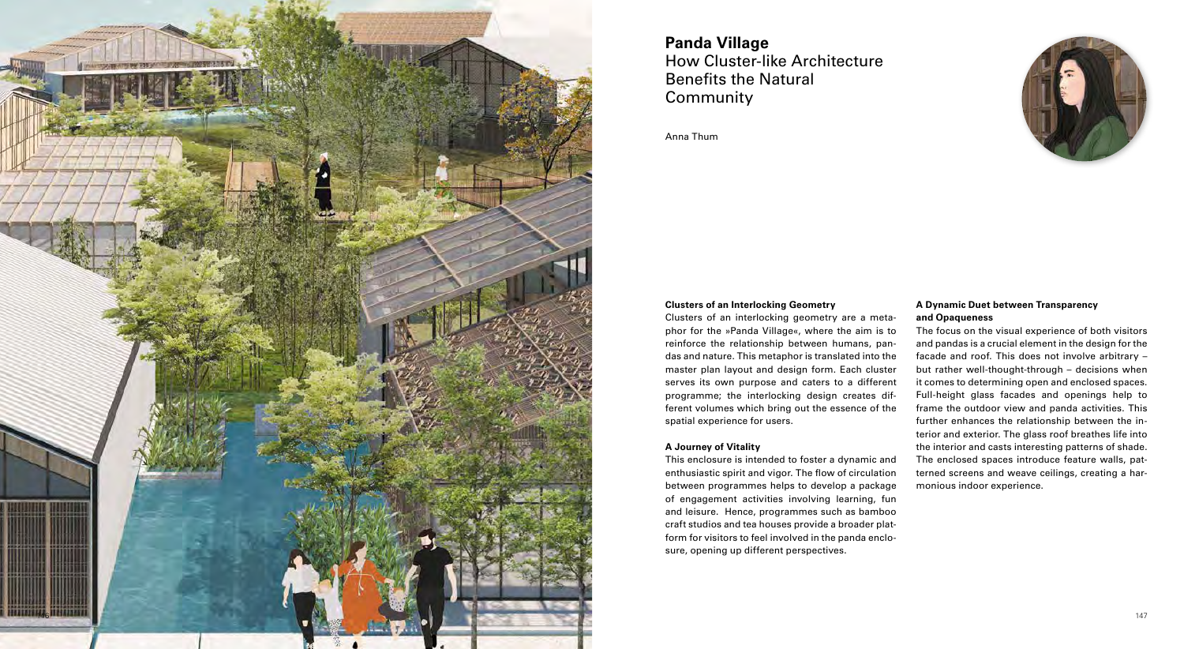# Panda Village

## How Cluster-like Architecture Benefits the Natural Community

Anna Thum

### Clusters of an Interlocking Geometry

Clusters of an interlocking geometry are a metaphor for the »Panda Village«, where the aim is to reinforce the relationship between humans, pandas and nature. This metaphor is translated into the master plan layout and design form. Each cluster serves its own purpose and caters to a different programme; the interlocking design creates different volumes which bring out the essence of the spatial experience for users.

### A Journey of Vitality

This enclosure is intended to foster a dynamic and enthusiastic spirit and vigor. The flow of circulation between programmes helps to develop a package of engagement activities involving learning, fun and leisure. Hence, programmes such as bamboo craft studios and tea houses provide a broader platform for visitors to feel involved in the panda enclosure, opening up different perspectives.

### A Dynamic Duet between Transparency and Opaqueness

The focus on the visual experience of both visitors and pandas is a crucial element in the design for the facade and roof. This does not involve arbitrary – but rather well-thought-through – decisions when it comes to determining open and enclosed spaces. Full-height glass facades and openings help to frame the outdoor view and panda activities. This further enhances the relationship between the interior and exterior. The glass roof breathes life into the interior and casts interesting patterns of shade. The enclosed spaces introduce feature walls, patterned screens and weave ceilings, creating a harmonious indoor experience.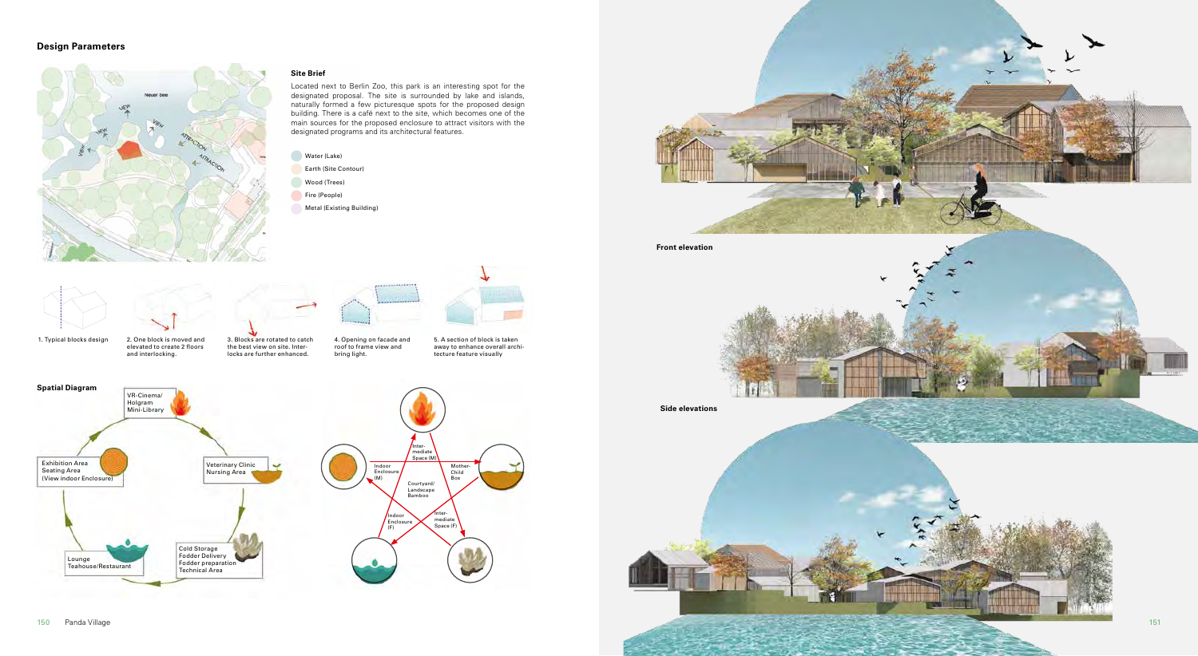## Design Parameters

### Site Brief

Located next to Berlin Zoo, this park is an interesting spot for the designated proposal. The site is surrounded by lake and islands, naturally formed a few picturesque spots for the proposed design building. There is a café next to the site, which becomes one of the main sources for the proposed enclosure to attract visitors with the designated programs and its architectural features.

- Water (Lake)
- Earth (Site Contour)
- Wood (Trees)
- Fire (People)
- Metal (Existing Building)

1. Typical blocks design
2. One block is moved and elevated to create 2 floors and interlocking.
3. Blocks are rotated to catch the best view on site. Interlocks are further enhanced.
4. Opening on facade and roof to frame view and bring light.
5. A section of block is taken away to enhance overall architecture feature visually

### Spatial Diagram

- VR-Cinema/Holgram Mini-Library
- Veterinary Clinic Nursing Area
- Cold Storage Fodder Delivery Fodder preparation Technical Area
- Lounge Teahouse/Restaurant
- Exhibition Area Seating Area (View indoor Enclosure)

- Inter-mediate Space (M)
- Indoor Enclosure (M)
- Mother-Child Box
- Courtyard/Landscape Bamboo
- Indoor Enclosure (F)
- Inter-mediate Space (F)

Front elevation

Side elevations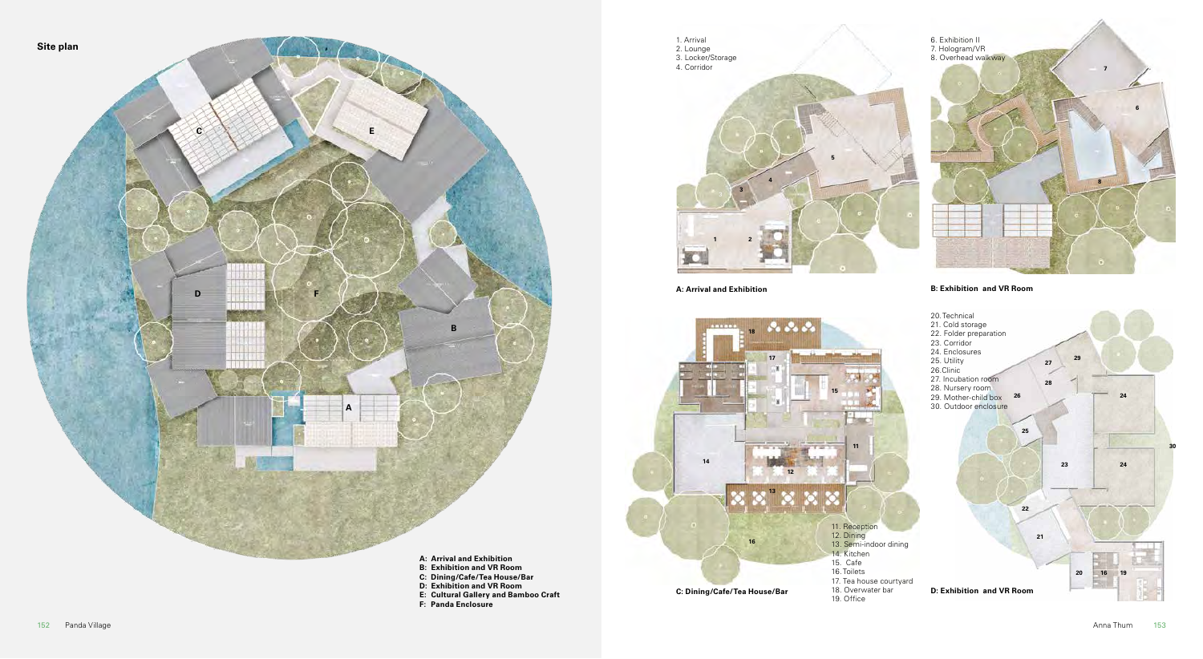## Site plan

- **A: Arrival and Exhibition**
- **B: Exhibition and VR Room**
- **C: Dining/Cafe/Tea House/Bar**
- **D: Exhibition and VR Room**
- **E: Cultural Gallery and Bamboo Craft**
- **F: Panda Enclosure**

1. Arrival
2. Lounge
3. Locker/Storage
4. Corridor

**A: Arrival and Exhibition**

6. Exhibition II
7. Hologram/VR
8. Overhead walkway

**B: Exhibition and VR Room**

11. Reception
12. Dining
13. Semi-indoor dining
14. Kitchen
15. Cafe
16. Toilets
17. Tea house courtyard
18. Overwater bar
19. Office

**C: Dining/Cafe/Tea House/Bar**

20. Technical
21. Cold storage
22. Folder preparation
23. Corridor
24. Enclosures
25. Utility
26. Clinic
27. Incubation room
28. Nursery room
29. Mother-child box
30. Outdoor enclosure

**D: Exhibition and VR Room**